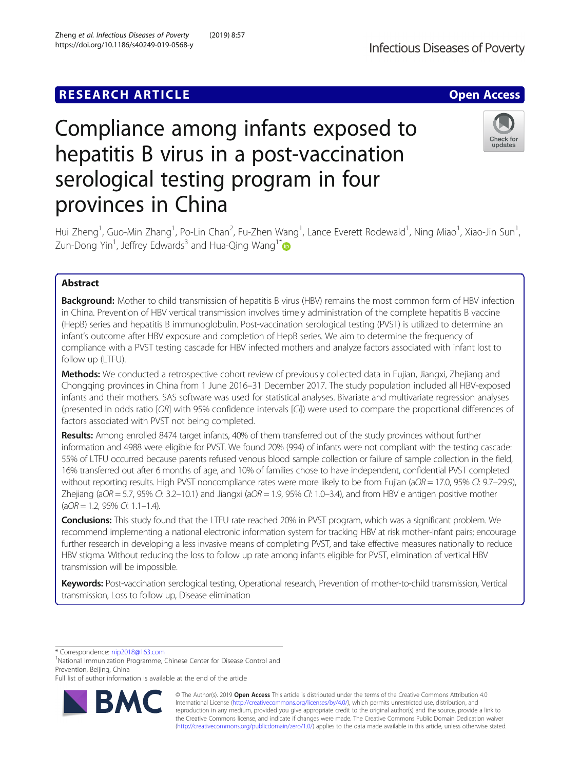RESEARCH ARTICLE

Open Access

# Compliance among infants exposed to hepatitis B virus in a post-vaccination serological testing program in four provinces in China

Hui Zheng[1], Guo-Min Zhang[1], Po-Lin Chan[2], Fu-Zhen Wang[1], Lance Everett Rodewald[1], Ning Miao[1], Xiao-Jin Sun[1], Zun-Dong Yin[1], Jeffrey Edwards[3] and Hua-Qing Wang[1*]

## Abstract

**Background:** Mother to child transmission of hepatitis B virus (HBV) remains the most common form of HBV infection in China. Prevention of HBV vertical transmission involves timely administration of the complete hepatitis B vaccine (HepB) series and hepatitis B immunoglobulin. Post-vaccination serological testing (PVST) is utilized to determine an infant's outcome after HBV exposure and completion of HepB series. We aim to determine the frequency of compliance with a PVST testing cascade for HBV infected mothers and analyze factors associated with infant lost to follow up (LTFU).

**Methods:** We conducted a retrospective cohort review of previously collected data in Fujian, Jiangxi, Zhejiang and Chongqing provinces in China from 1 June 2016–31 December 2017. The study population included all HBV-exposed infants and their mothers. SAS software was used for statistical analyses. Bivariate and multivariate regression analyses (presented in odds ratio [*OR*] with 95% confidence intervals [*CI*]) were used to compare the proportional differences of factors associated with PVST not being completed.

**Results:** Among enrolled 8474 target infants, 40% of them transferred out of the study provinces without further information and 4988 were eligible for PVST. We found 20% (994) of infants were not compliant with the testing cascade: 55% of LTFU occurred because parents refused venous blood sample collection or failure of sample collection in the field, 16% transferred out after 6 months of age, and 10% of families chose to have independent, confidential PVST completed without reporting results. High PVST noncompliance rates were more likely to be from Fujian (a*OR* = 17.0, 95% *CI*: 9.7–29.9), Zhejiang (a*OR* = 5.7, 95% *CI*: 3.2–10.1) and Jiangxi (a*OR* = 1.9, 95% *CI*: 1.0–3.4), and from HBV e antigen positive mother (a*OR* = 1.2, 95% *CI*: 1.1–1.4).

**Conclusions:** This study found that the LTFU rate reached 20% in PVST program, which was a significant problem. We recommend implementing a national electronic information system for tracking HBV at risk mother-infant pairs; encourage further research in developing a less invasive means of completing PVST, and take effective measures nationally to reduce HBV stigma. Without reducing the loss to follow up rate among infants eligible for PVST, elimination of vertical HBV transmission will be impossible.

**Keywords:** Post-vaccination serological testing, Operational research, Prevention of mother-to-child transmission, Vertical transmission, Loss to follow up, Disease elimination

\* Correspondence: nip2018@163.com
[1]National Immunization Programme, Chinese Center for Disease Control and Prevention, Beijing, China
Full list of author information is available at the end of the article

© The Author(s). 2019 **Open Access** This article is distributed under the terms of the Creative Commons Attribution 4.0 International License (http://creativecommons.org/licenses/by/4.0/), which permits unrestricted use, distribution, and reproduction in any medium, provided you give appropriate credit to the original author(s) and the source, provide a link to the Creative Commons license, and indicate if changes were made. The Creative Commons Public Domain Dedication waiver (http://creativecommons.org/publicdomain/zero/1.0/) applies to the data made available in this article, unless otherwise stated.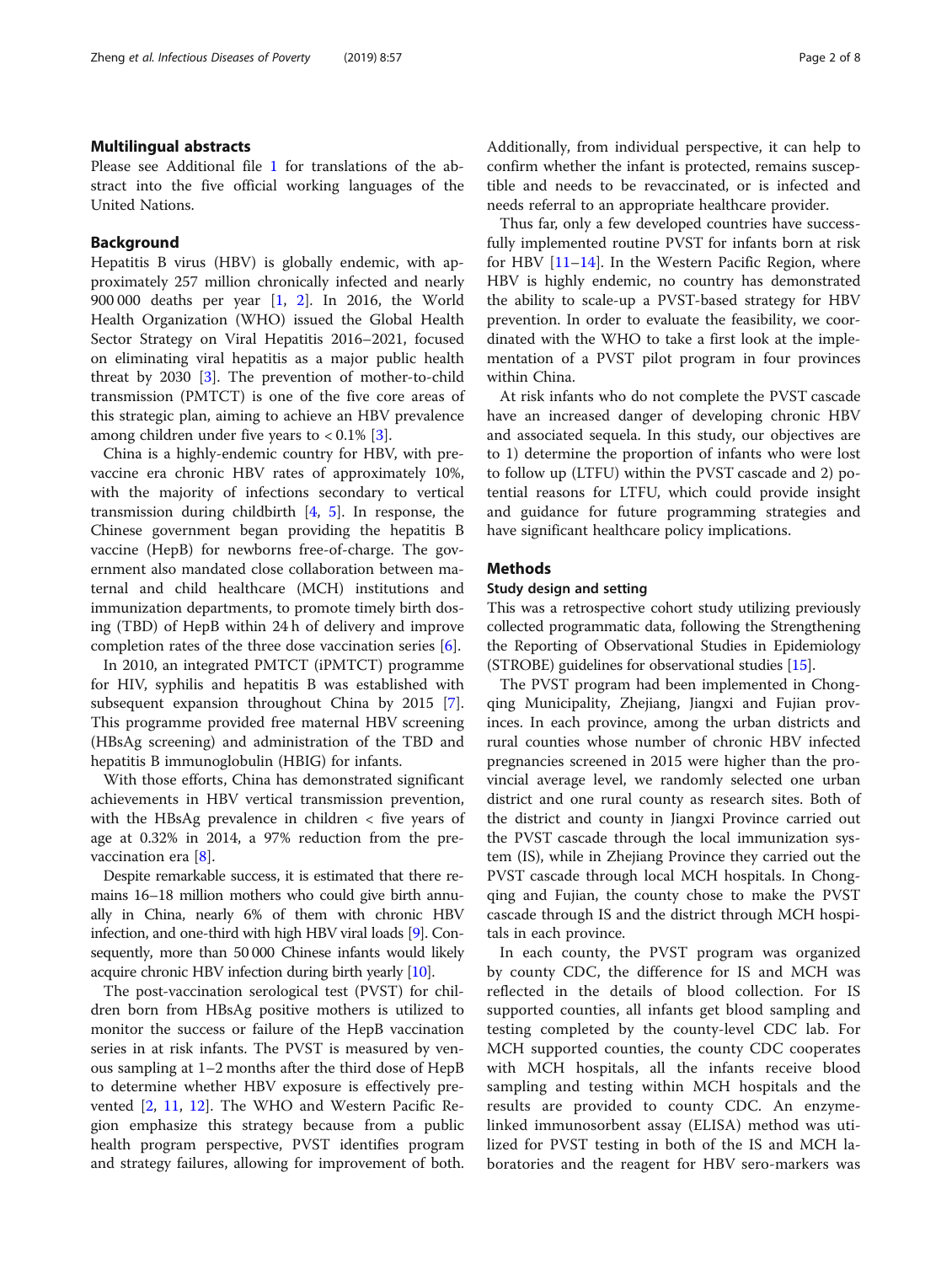## Multilingual abstracts

Please see Additional file 1 for translations of the abstract into the five official working languages of the United Nations.

## Background

Hepatitis B virus (HBV) is globally endemic, with approximately 257 million chronically infected and nearly 900 000 deaths per year [1, 2]. In 2016, the World Health Organization (WHO) issued the Global Health Sector Strategy on Viral Hepatitis 2016–2021, focused on eliminating viral hepatitis as a major public health threat by 2030 [3]. The prevention of mother-to-child transmission (PMTCT) is one of the five core areas of this strategic plan, aiming to achieve an HBV prevalence among children under five years to < 0.1% [3].

China is a highly-endemic country for HBV, with pre-vaccine era chronic HBV rates of approximately 10%, with the majority of infections secondary to vertical transmission during childbirth [4, 5]. In response, the Chinese government began providing the hepatitis B vaccine (HepB) for newborns free-of-charge. The government also mandated close collaboration between maternal and child healthcare (MCH) institutions and immunization departments, to promote timely birth dosing (TBD) of HepB within 24 h of delivery and improve completion rates of the three dose vaccination series [6].

In 2010, an integrated PMTCT (iPMTCT) programme for HIV, syphilis and hepatitis B was established with subsequent expansion throughout China by 2015 [7]. This programme provided free maternal HBV screening (HBsAg screening) and administration of the TBD and hepatitis B immunoglobulin (HBIG) for infants.

With those efforts, China has demonstrated significant achievements in HBV vertical transmission prevention, with the HBsAg prevalence in children < five years of age at 0.32% in 2014, a 97% reduction from the pre-vaccination era [8].

Despite remarkable success, it is estimated that there remains 16–18 million mothers who could give birth annually in China, nearly 6% of them with chronic HBV infection, and one-third with high HBV viral loads [9]. Consequently, more than 50 000 Chinese infants would likely acquire chronic HBV infection during birth yearly [10].

The post-vaccination serological test (PVST) for children born from HBsAg positive mothers is utilized to monitor the success or failure of the HepB vaccination series in at risk infants. The PVST is measured by venous sampling at 1–2 months after the third dose of HepB to determine whether HBV exposure is effectively prevented [2, 11, 12]. The WHO and Western Pacific Region emphasize this strategy because from a public health program perspective, PVST identifies program and strategy failures, allowing for improvement of both. Additionally, from individual perspective, it can help to confirm whether the infant is protected, remains susceptible and needs to be revaccinated, or is infected and needs referral to an appropriate healthcare provider.

Thus far, only a few developed countries have successfully implemented routine PVST for infants born at risk for HBV [11–14]. In the Western Pacific Region, where HBV is highly endemic, no country has demonstrated the ability to scale-up a PVST-based strategy for HBV prevention. In order to evaluate the feasibility, we coordinated with the WHO to take a first look at the implementation of a PVST pilot program in four provinces within China.

At risk infants who do not complete the PVST cascade have an increased danger of developing chronic HBV and associated sequela. In this study, our objectives are to 1) determine the proportion of infants who were lost to follow up (LTFU) within the PVST cascade and 2) potential reasons for LTFU, which could provide insight and guidance for future programming strategies and have significant healthcare policy implications.

## Methods

### Study design and setting

This was a retrospective cohort study utilizing previously collected programmatic data, following the Strengthening the Reporting of Observational Studies in Epidemiology (STROBE) guidelines for observational studies [15].

The PVST program had been implemented in Chongqing Municipality, Zhejiang, Jiangxi and Fujian provinces. In each province, among the urban districts and rural counties whose number of chronic HBV infected pregnancies screened in 2015 were higher than the provincial average level, we randomly selected one urban district and one rural county as research sites. Both of the district and county in Jiangxi Province carried out the PVST cascade through the local immunization system (IS), while in Zhejiang Province they carried out the PVST cascade through local MCH hospitals. In Chongqing and Fujian, the county chose to make the PVST cascade through IS and the district through MCH hospitals in each province.

In each county, the PVST program was organized by county CDC, the difference for IS and MCH was reflected in the details of blood collection. For IS supported counties, all infants get blood sampling and testing completed by the county-level CDC lab. For MCH supported counties, the county CDC cooperates with MCH hospitals, all the infants receive blood sampling and testing within MCH hospitals and the results are provided to county CDC. An enzyme-linked immunosorbent assay (ELISA) method was utilized for PVST testing in both of the IS and MCH laboratories and the reagent for HBV sero-markers was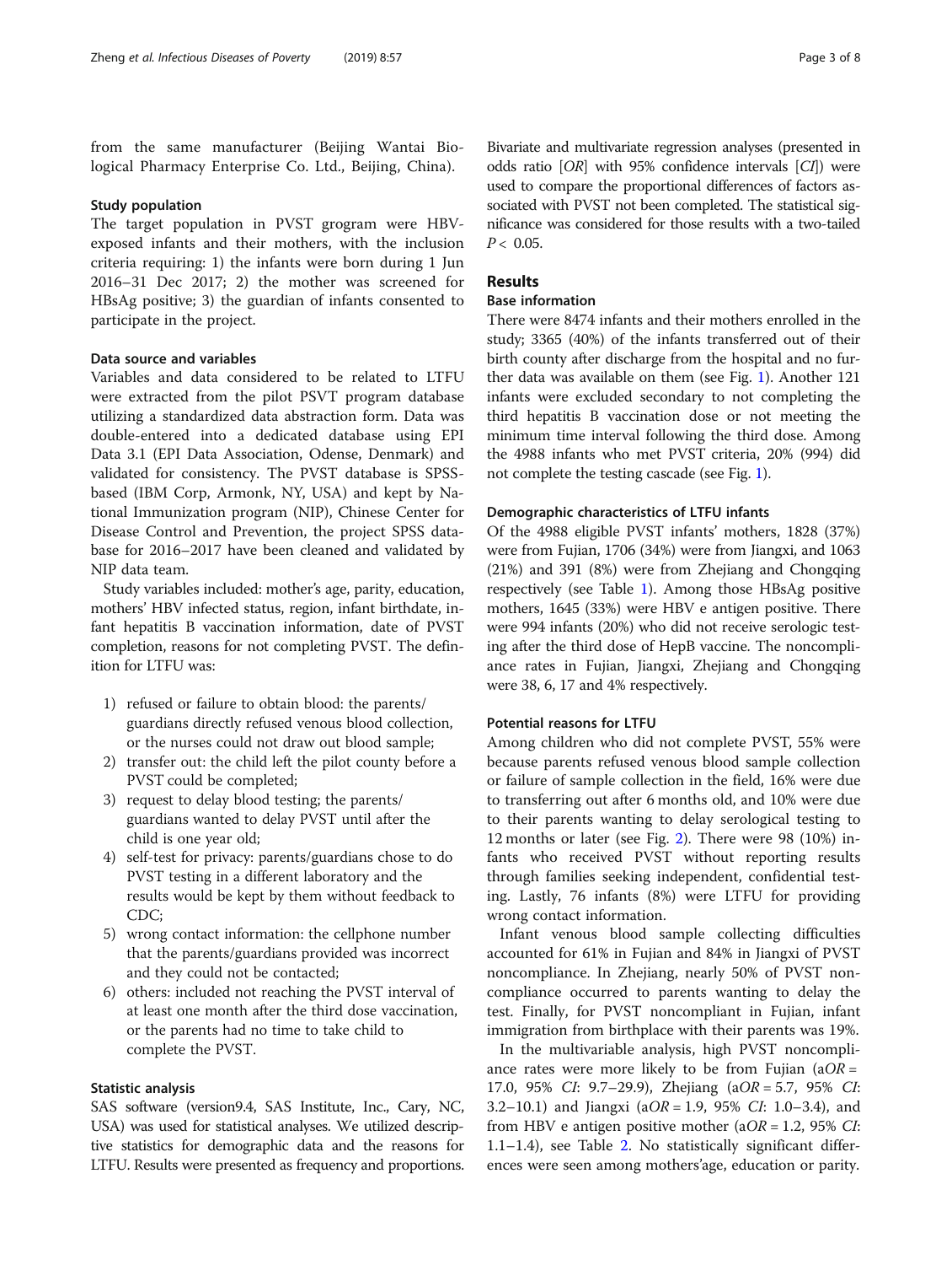from the same manufacturer (Beijing Wantai Biological Pharmacy Enterprise Co. Ltd., Beijing, China).

### Study population

The target population in PVST grogram were HBV-exposed infants and their mothers, with the inclusion criteria requiring: 1) the infants were born during 1 Jun 2016–31 Dec 2017; 2) the mother was screened for HBsAg positive; 3) the guardian of infants consented to participate in the project.

### Data source and variables

Variables and data considered to be related to LTFU were extracted from the pilot PSVT program database utilizing a standardized data abstraction form. Data was double-entered into a dedicated database using EPI Data 3.1 (EPI Data Association, Odense, Denmark) and validated for consistency. The PVST database is SPSS-based (IBM Corp, Armonk, NY, USA) and kept by National Immunization program (NIP), Chinese Center for Disease Control and Prevention, the project SPSS database for 2016–2017 have been cleaned and validated by NIP data team.

Study variables included: mother's age, parity, education, mothers' HBV infected status, region, infant birthdate, infant hepatitis B vaccination information, date of PVST completion, reasons for not completing PVST. The definition for LTFU was:

1) refused or failure to obtain blood: the parents/guardians directly refused venous blood collection, or the nurses could not draw out blood sample;
2) transfer out: the child left the pilot county before a PVST could be completed;
3) request to delay blood testing; the parents/guardians wanted to delay PVST until after the child is one year old;
4) self-test for privacy: parents/guardians chose to do PVST testing in a different laboratory and the results would be kept by them without feedback to CDC;
5) wrong contact information: the cellphone number that the parents/guardians provided was incorrect and they could not be contacted;
6) others: included not reaching the PVST interval of at least one month after the third dose vaccination, or the parents had no time to take child to complete the PVST.

### Statistic analysis

SAS software (version9.4, SAS Institute, Inc., Cary, NC, USA) was used for statistical analyses. We utilized descriptive statistics for demographic data and the reasons for LTFU. Results were presented as frequency and proportions. Bivariate and multivariate regression analyses (presented in odds ratio [*OR*] with 95% confidence intervals [*CI*]) were used to compare the proportional differences of factors associated with PVST not been completed. The statistical significance was considered for those results with a two-tailed $P < 0.05$.

## Results

### Base information

There were 8474 infants and their mothers enrolled in the study; 3365 (40%) of the infants transferred out of their birth county after discharge from the hospital and no further data was available on them (see Fig. 1). Another 121 infants were excluded secondary to not completing the third hepatitis B vaccination dose or not meeting the minimum time interval following the third dose. Among the 4988 infants who met PVST criteria, 20% (994) did not complete the testing cascade (see Fig. 1).

### Demographic characteristics of LTFU infants

Of the 4988 eligible PVST infants' mothers, 1828 (37%) were from Fujian, 1706 (34%) were from Jiangxi, and 1063 (21%) and 391 (8%) were from Zhejiang and Chongqing respectively (see Table 1). Among those HBsAg positive mothers, 1645 (33%) were HBV e antigen positive. There were 994 infants (20%) who did not receive serologic testing after the third dose of HepB vaccine. The noncompliance rates in Fujian, Jiangxi, Zhejiang and Chongqing were 38, 6, 17 and 4% respectively.

### Potential reasons for LTFU

Among children who did not complete PVST, 55% were because parents refused venous blood sample collection or failure of sample collection in the field, 16% were due to transferring out after 6 months old, and 10% were due to their parents wanting to delay serological testing to 12 months or later (see Fig. 2). There were 98 (10%) infants who received PVST without reporting results through families seeking independent, confidential testing. Lastly, 76 infants (8%) were LTFU for providing wrong contact information.

Infant venous blood sample collecting difficulties accounted for 61% in Fujian and 84% in Jiangxi of PVST noncompliance. In Zhejiang, nearly 50% of PVST noncompliance occurred to parents wanting to delay the test. Finally, for PVST noncompliant in Fujian, infant immigration from birthplace with their parents was 19%.

In the multivariable analysis, high PVST noncompliance rates were more likely to be from Fujian (a*OR* = 17.0, 95% *CI*: 9.7–29.9), Zhejiang (a*OR* = 5.7, 95% *CI*: 3.2–10.1) and Jiangxi (a*OR* = 1.9, 95% *CI*: 1.0–3.4), and from HBV e antigen positive mother (a*OR* = 1.2, 95% *CI*: 1.1–1.4), see Table 2. No statistically significant differences were seen among mothers'age, education or parity.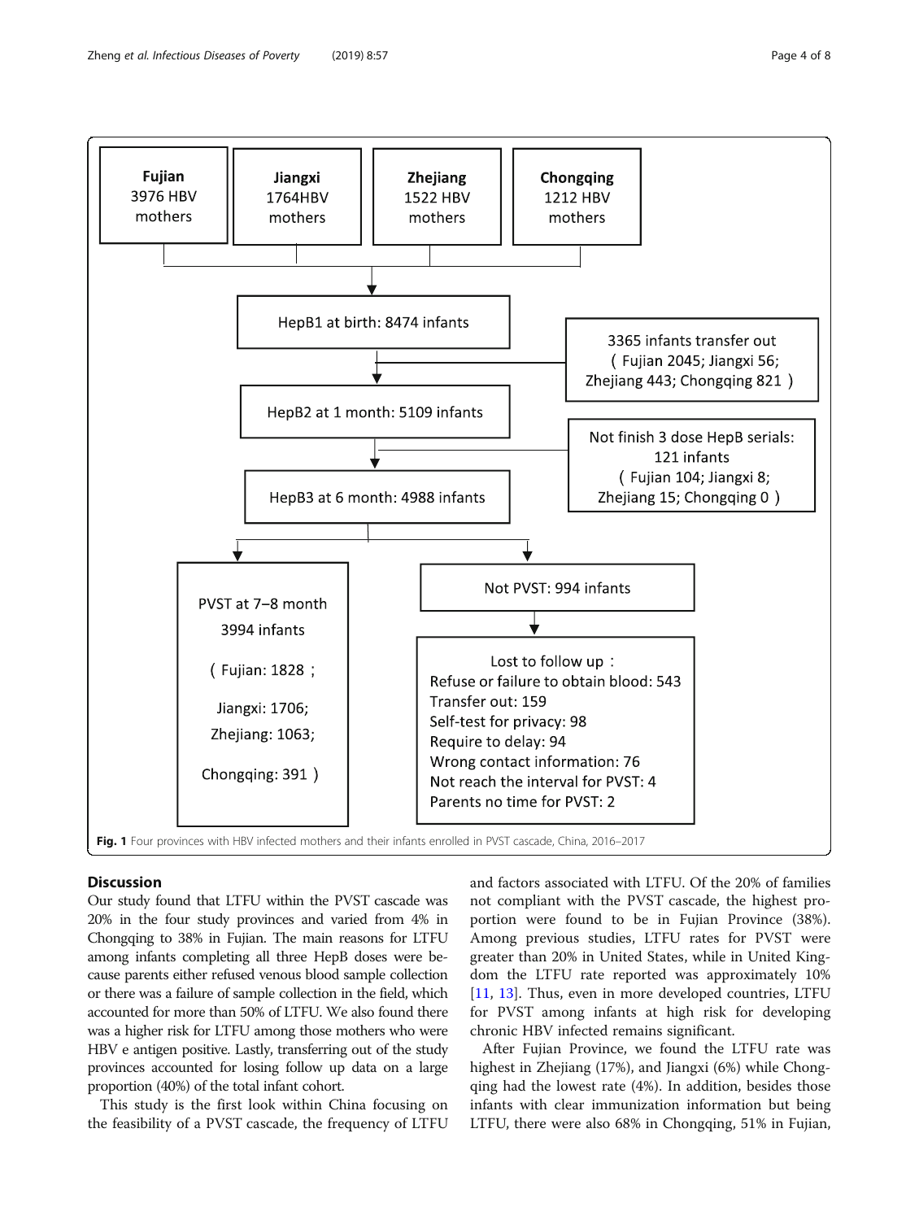Fujian
3976 HBV mothers

Jiangxi
1764HBV mothers

Zhejiang
1522 HBV mothers

Chongqing
1212 HBV mothers

HepB1 at birth: 8474 infants

3365 infants transfer out
（Fujian 2045; Jiangxi 56; Zhejiang 443; Chongqing 821）

HepB2 at 1 month: 5109 infants

Not finish 3 dose HepB serials: 121 infants
（Fujian 104; Jiangxi 8; Zhejiang 15; Chongqing 0）

HepB3 at 6 month: 4988 infants

PVST at 7–8 month
3994 infants
（Fujian: 1828；
Jiangxi: 1706;
Zhejiang: 1063;
Chongqing: 391）

Not PVST: 994 infants

Lost to follow up：
Refuse or failure to obtain blood: 543
Transfer out: 159
Self-test for privacy: 98
Require to delay: 94
Wrong contact information: 76
Not reach the interval for PVST: 4
Parents no time for PVST: 2

**Fig. 1** Four provinces with HBV infected mothers and their infants enrolled in PVST cascade, China, 2016–2017

## Discussion

Our study found that LTFU within the PVST cascade was 20% in the four study provinces and varied from 4% in Chongqing to 38% in Fujian. The main reasons for LTFU among infants completing all three HepB doses were because parents either refused venous blood sample collection or there was a failure of sample collection in the field, which accounted for more than 50% of LTFU. We also found there was a higher risk for LTFU among those mothers who were HBV e antigen positive. Lastly, transferring out of the study provinces accounted for losing follow up data on a large proportion (40%) of the total infant cohort.

This study is the first look within China focusing on the feasibility of a PVST cascade, the frequency of LTFU and factors associated with LTFU. Of the 20% of families not compliant with the PVST cascade, the highest proportion were found to be in Fujian Province (38%). Among previous studies, LTFU rates for PVST were greater than 20% in United States, while in United Kingdom the LTFU rate reported was approximately 10% [11, 13]. Thus, even in more developed countries, LTFU for PVST among infants at high risk for developing chronic HBV infected remains significant.

After Fujian Province, we found the LTFU rate was highest in Zhejiang (17%), and Jiangxi (6%) while Chongqing had the lowest rate (4%). In addition, besides those infants with clear immunization information but being LTFU, there were also 68% in Chongqing, 51% in Fujian,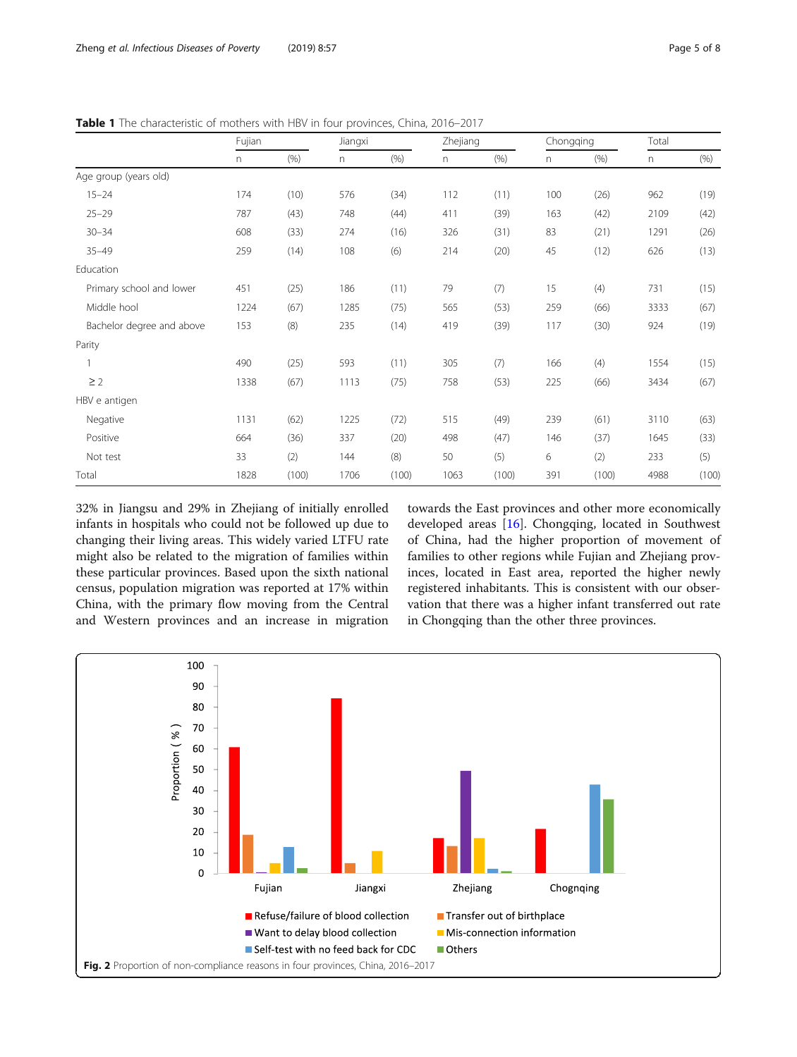**Table 1** The characteristic of mothers with HBV in four provinces, China, 2016–2017

| | Fujian | | Jiangxi | | Zhejiang | | Chongqing | | Total | |
|---|---|---|---|---|---|---|---|---|---|---|
| | n | (%) | n | (%) | n | (%) | n | (%) | n | (%) |
| Age group (years old) | | | | | | | | | | |
| 15–24 | 174 | (10) | 576 | (34) | 112 | (11) | 100 | (26) | 962 | (19) |
| 25–29 | 787 | (43) | 748 | (44) | 411 | (39) | 163 | (42) | 2109 | (42) |
| 30–34 | 608 | (33) | 274 | (16) | 326 | (31) | 83 | (21) | 1291 | (26) |
| 35–49 | 259 | (14) | 108 | (6) | 214 | (20) | 45 | (12) | 626 | (13) |
| Education | | | | | | | | | | |
| Primary school and lower | 451 | (25) | 186 | (11) | 79 | (7) | 15 | (4) | 731 | (15) |
| Middle hool | 1224 | (67) | 1285 | (75) | 565 | (53) | 259 | (66) | 3333 | (67) |
| Bachelor degree and above | 153 | (8) | 235 | (14) | 419 | (39) | 117 | (30) | 924 | (19) |
| Parity | | | | | | | | | | |
| 1 | 490 | (25) | 593 | (11) | 305 | (7) | 166 | (4) | 1554 | (15) |
| ≥ 2 | 1338 | (67) | 1113 | (75) | 758 | (53) | 225 | (66) | 3434 | (67) |
| HBV e antigen | | | | | | | | | | |
| Negative | 1131 | (62) | 1225 | (72) | 515 | (49) | 239 | (61) | 3110 | (63) |
| Positive | 664 | (36) | 337 | (20) | 498 | (47) | 146 | (37) | 1645 | (33) |
| Not test | 33 | (2) | 144 | (8) | 50 | (5) | 6 | (2) | 233 | (5) |
| Total | 1828 | (100) | 1706 | (100) | 1063 | (100) | 391 | (100) | 4988 | (100) |

32% in Jiangsu and 29% in Zhejiang of initially enrolled infants in hospitals who could not be followed up due to changing their living areas. This widely varied LTFU rate might also be related to the migration of families within these particular provinces. Based upon the sixth national census, population migration was reported at 17% within China, with the primary flow moving from the Central and Western provinces and an increase in migration towards the East provinces and other more economically developed areas [16]. Chongqing, located in Southwest of China, had the higher proportion of movement of families to other regions while Fujian and Zhejiang provinces, located in East area, reported the higher newly registered inhabitants. This is consistent with our observation that there was a higher infant transferred out rate in Chongqing than the other three provinces.

**Fig. 2** Proportion of non-compliance reasons in four provinces, China, 2016–2017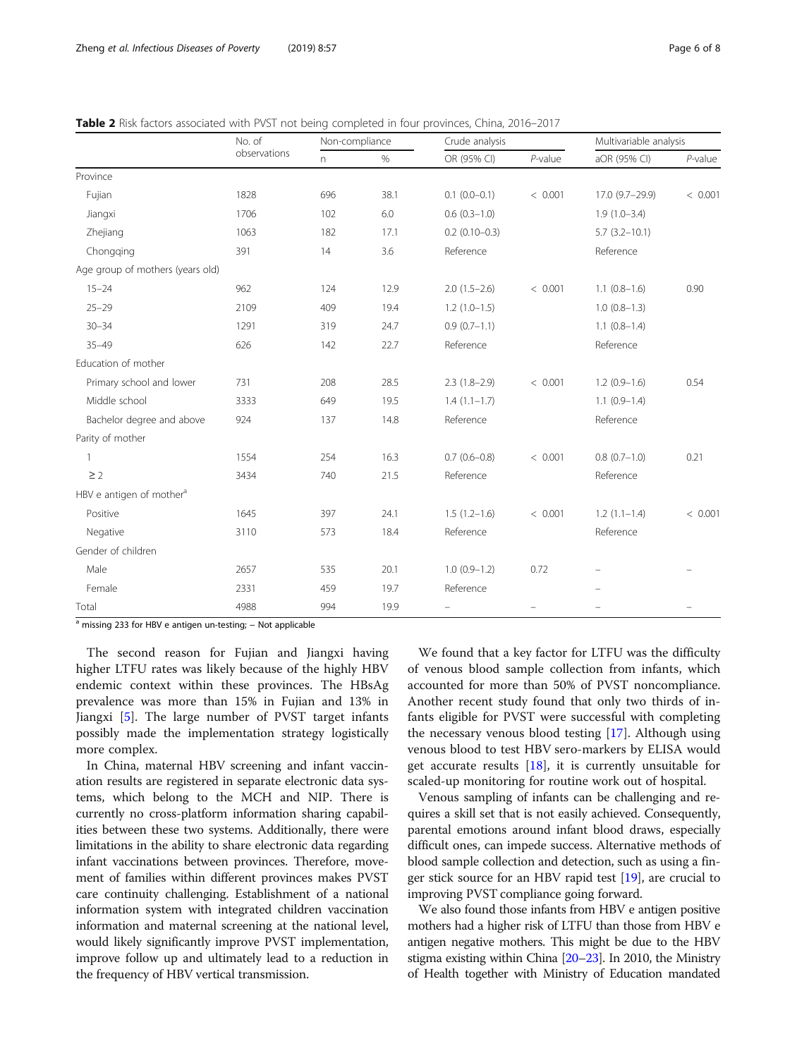**Table 2** Risk factors associated with PVST not being completed in four provinces, China, 2016–2017

| | No. of observations | Non-compliance | | Crude analysis | | Multivariable analysis | |
|---|---|---|---|---|---|---|---|
| | | n | % | OR (95% CI) | *P*-value | aOR (95% CI) | *P*-value |
| Province | | | | | | | |
| Fujian | 1828 | 696 | 38.1 | 0.1 (0.0–0.1) | < 0.001 | 17.0 (9.7–29.9) | < 0.001 |
| Jiangxi | 1706 | 102 | 6.0 | 0.6 (0.3–1.0) | | 1.9 (1.0–3.4) | |
| Zhejiang | 1063 | 182 | 17.1 | 0.2 (0.10–0.3) | | 5.7 (3.2–10.1) | |
| Chongqing | 391 | 14 | 3.6 | Reference | | Reference | |
| Age group of mothers (years old) | | | | | | | |
| 15–24 | 962 | 124 | 12.9 | 2.0 (1.5–2.6) | < 0.001 | 1.1 (0.8–1.6) | 0.90 |
| 25–29 | 2109 | 409 | 19.4 | 1.2 (1.0–1.5) | | 1.0 (0.8–1.3) | |
| 30–34 | 1291 | 319 | 24.7 | 0.9 (0.7–1.1) | | 1.1 (0.8–1.4) | |
| 35–49 | 626 | 142 | 22.7 | Reference | | Reference | |
| Education of mother | | | | | | | |
| Primary school and lower | 731 | 208 | 28.5 | 2.3 (1.8–2.9) | < 0.001 | 1.2 (0.9–1.6) | 0.54 |
| Middle school | 3333 | 649 | 19.5 | 1.4 (1.1–1.7) | | 1.1 (0.9–1.4) | |
| Bachelor degree and above | 924 | 137 | 14.8 | Reference | | Reference | |
| Parity of mother | | | | | | | |
| 1 | 1554 | 254 | 16.3 | 0.7 (0.6–0.8) | < 0.001 | 0.8 (0.7–1.0) | 0.21 |
| ≥ 2 | 3434 | 740 | 21.5 | Reference | | Reference | |
| HBV e antigen of mother[a] | | | | | | | |
| Positive | 1645 | 397 | 24.1 | 1.5 (1.2–1.6) | < 0.001 | 1.2 (1.1–1.4) | < 0.001 |
| Negative | 3110 | 573 | 18.4 | Reference | | Reference | |
| Gender of children | | | | | | | |
| Male | 2657 | 535 | 20.1 | 1.0 (0.9–1.2) | 0.72 | – | – |
| Female | 2331 | 459 | 19.7 | Reference | | – | |
| Total | 4988 | 994 | 19.9 | – | – | – | – |

[a] missing 233 for HBV e antigen un-testing; – Not applicable

The second reason for Fujian and Jiangxi having higher LTFU rates was likely because of the highly HBV endemic context within these provinces. The HBsAg prevalence was more than 15% in Fujian and 13% in Jiangxi [5]. The large number of PVST target infants possibly made the implementation strategy logistically more complex.

In China, maternal HBV screening and infant vaccination results are registered in separate electronic data systems, which belong to the MCH and NIP. There is currently no cross-platform information sharing capabilities between these two systems. Additionally, there were limitations in the ability to share electronic data regarding infant vaccinations between provinces. Therefore, movement of families within different provinces makes PVST care continuity challenging. Establishment of a national information system with integrated children vaccination information and maternal screening at the national level, would likely significantly improve PVST implementation, improve follow up and ultimately lead to a reduction in the frequency of HBV vertical transmission.

We found that a key factor for LTFU was the difficulty of venous blood sample collection from infants, which accounted for more than 50% of PVST noncompliance. Another recent study found that only two thirds of infants eligible for PVST were successful with completing the necessary venous blood testing [17]. Although using venous blood to test HBV sero-markers by ELISA would get accurate results [18], it is currently unsuitable for scaled-up monitoring for routine work out of hospital.

Venous sampling of infants can be challenging and requires a skill set that is not easily achieved. Consequently, parental emotions around infant blood draws, especially difficult ones, can impede success. Alternative methods of blood sample collection and detection, such as using a finger stick source for an HBV rapid test [19], are crucial to improving PVST compliance going forward.

We also found those infants from HBV e antigen positive mothers had a higher risk of LTFU than those from HBV e antigen negative mothers. This might be due to the HBV stigma existing within China [20–23]. In 2010, the Ministry of Health together with Ministry of Education mandated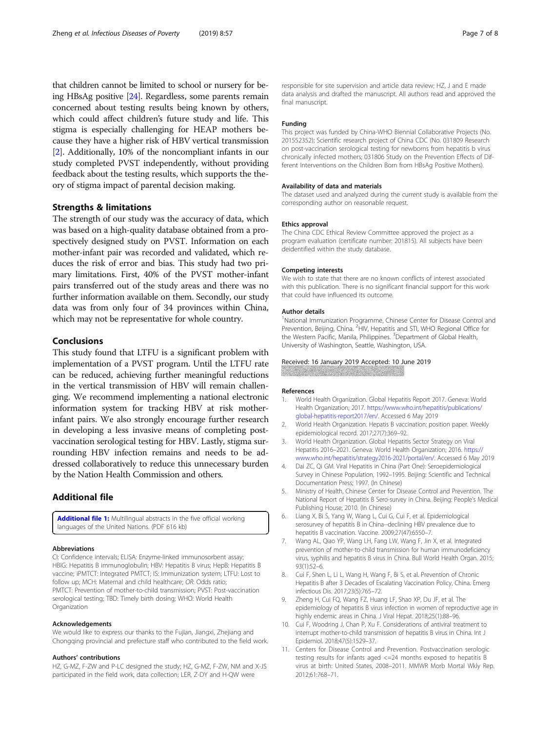that children cannot be limited to school or nursery for being HBsAg positive [24]. Regardless, some parents remain concerned about testing results being known by others, which could affect children's future study and life. This stigma is especially challenging for HEAP mothers because they have a higher risk of HBV vertical transmission [2]. Additionally, 10% of the noncompliant infants in our study completed PVST independently, without providing feedback about the testing results, which supports the theory of stigma impact of parental decision making.

## Strengths & limitations

The strength of our study was the accuracy of data, which was based on a high-quality database obtained from a prospectively designed study on PVST. Information on each mother-infant pair was recorded and validated, which reduces the risk of error and bias. This study had two primary limitations. First, 40% of the PVST mother-infant pairs transferred out of the study areas and there was no further information available on them. Secondly, our study data was from only four of 34 provinces within China, which may not be representative for whole country.

## Conclusions

This study found that LTFU is a significant problem with implementation of a PVST program. Until the LTFU rate can be reduced, achieving further meaningful reductions in the vertical transmission of HBV will remain challenging. We recommend implementing a national electronic information system for tracking HBV at risk mother-infant pairs. We also strongly encourage further research in developing a less invasive means of completing post-vaccination serological testing for HBV. Lastly, stigma surrounding HBV infection remains and needs to be addressed collaboratively to reduce this unnecessary burden by the Nation Health Commission and others.

## Additional file

**Additional file 1:** Multilingual abstracts in the five official working languages of the United Nations. (PDF 616 kb)

### Abbreviations

CI: Confidence intervals; ELISA: Enzyme-linked immunosorbent assay; HBIG: Hepatitis B immunoglobulin; HBV: Hepatitis B virus; HepB: Hepatitis B vaccine; iPMTCT: Integrated PMTCT; IS: Immunization system; LTFU: Lost to follow up; MCH: Maternal and child healthcare; *OR*: Odds ratio; PMTCT: Prevention of mother-to-child transmission; PVST: Post-vaccination serological testing; TBD: Timely birth dosing; WHO: World Health Organization

### Acknowledgements

We would like to express our thanks to the Fujian, Jiangxi, Zhejiang and Chongqing provincial and prefecture staff who contributed to the field work.

### Authors' contributions

HZ, G-MZ, F-ZW and P-LC designed the study; HZ, G-MZ, F-ZW, NM and X-JS participated in the field work, data collection; LER, Z-DY and H-QW were responsible for site supervision and article data review; HZ, J and E made data analysis and drafted the manuscript. All authors read and approved the final manuscript.

### Funding

This project was funded by China-WHO Biennial Collaborative Projects (No. 201552352); Scientific research project of China CDC (No. 031809 Research on post-vaccination serological testing for newborns from hepatitis b virus chronically infected mothers; 031806 Study on the Prevention Effects of Different Interventions on the Children Born from HBsAg Positive Mothers).

### Availability of data and materials

The dataset used and analyzed during the current study is available from the corresponding author on reasonable request.

### Ethics approval

The China CDC Ethical Review Committee approved the project as a program evaluation (certificate number: 201815). All subjects have been deidentified within the study database.

### Competing interests

We wish to state that there are no known conflicts of interest associated with this publication. There is no significant financial support for this work that could have influenced its outcome.

### Author details

[1]National Immunization Programme, Chinese Center for Disease Control and Prevention, Beijing, China. [2]HIV, Hepatitis and STI, WHO Regional Office for the Western Pacific, Manila, Philippines. [3]Department of Global Health, University of Washington, Seattle, Washington, USA.

Received: 16 January 2019 Accepted: 10 June 2019

### References

1. World Health Organization. Global Hepatitis Report 2017. Geneva: World Health Organization; 2017. https://www.who.int/hepatitis/publications/global-hepatitis-report2017/en/. Accessed 6 May 2019
2. World Health Organization. Hepatis B vaccination: position paper. Weekly epidemiological record. 2017;27(7):369–92.
3. World Health Organization. Global Hepatitis Sector Strategy on Viral Hepatitis 2016–2021. Geneva: World Health Organization; 2016. https://www.who.int/hepatitis/strategy2016-2021/portal/en/. Accessed 6 May 2019
4. Dai ZC, Qi GM. Viral Hepatitis in China (Part One): Seroepidemiological Survey in Chinese Population, 1992–1995. Beijing: Scientific and Technical Documentation Press; 1997. (In Chinese)
5. Ministry of Health, Chinese Center for Disease Control and Prevention. The National Report of Hepatitis B Sero-survey in China. Beijing: People's Medical Publishing House; 2010. (In Chinese)
6. Liang X, Bi S, Yang W, Wang L, Cui G, Cui F, et al. Epidemiological serosurvey of hepatitis B in China--declining HBV prevalence due to hepatitis B vaccination. Vaccine. 2009;27(47):6550–7.
7. Wang AL, Qiao YP, Wang LH, Fang LW, Wang F, Jin X, et al. Integrated prevention of mother-to-child transmission for human immunodeficiency virus, syphilis and hepatitis B virus in China. Bull World Health Organ. 2015; 93(1):52–6.
8. Cui F, Shen L, Li L, Wang H, Wang F, Bi S, et al. Prevention of Chronic Hepatitis B after 3 Decades of Escalating Vaccination Policy, China. Emerg infectious Dis. 2017;23(5):765–72.
9. Zheng H, Cui FQ, Wang FZ, Huang LF, Shao XP, Du JF, et al. The epidemiology of hepatitis B virus infection in women of reproductive age in highly endemic areas in China. J Viral Hepat. 2018;25(1):88–96.
10. Cui F, Woodring J, Chan P, Xu F. Considerations of antiviral treatment to interrupt mother-to-child transmission of hepatitis B virus in China. Int J Epidemiol. 2018;47(5):1529–37.
11. Centers for Disease Control and Prevention. Postvaccination serologic testing results for infants aged <=24 months exposed to hepatitis B virus at birth: United States, 2008–2011. MMWR Morb Mortal Wkly Rep. 2012;61:768–71.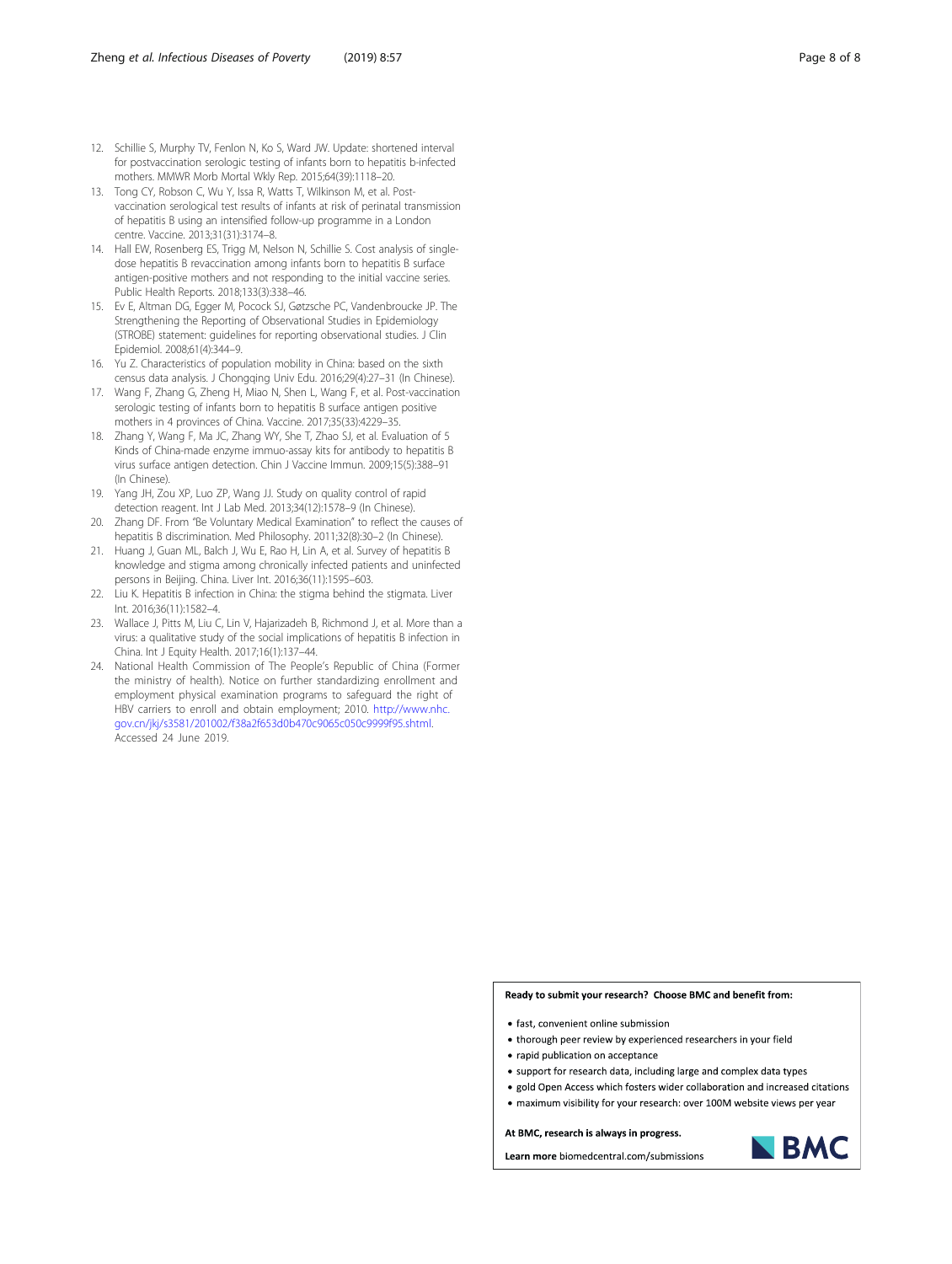12. Schillie S, Murphy TV, Fenlon N, Ko S, Ward JW. Update: shortened interval for postvaccination serologic testing of infants born to hepatitis b-infected mothers. MMWR Morb Mortal Wkly Rep. 2015;64(39):1118–20.
13. Tong CY, Robson C, Wu Y, Issa R, Watts T, Wilkinson M, et al. Post-vaccination serological test results of infants at risk of perinatal transmission of hepatitis B using an intensified follow-up programme in a London centre. Vaccine. 2013;31(31):3174–8.
14. Hall EW, Rosenberg ES, Trigg M, Nelson N, Schillie S. Cost analysis of single-dose hepatitis B revaccination among infants born to hepatitis B surface antigen-positive mothers and not responding to the initial vaccine series. Public Health Reports. 2018;133(3):338–46.
15. Ev E, Altman DG, Egger M, Pocock SJ, Gøtzsche PC, Vandenbroucke JP. The Strengthening the Reporting of Observational Studies in Epidemiology (STROBE) statement: guidelines for reporting observational studies. J Clin Epidemiol. 2008;61(4):344–9.
16. Yu Z. Characteristics of population mobility in China: based on the sixth census data analysis. J Chongqing Univ Edu. 2016;29(4):27–31 (In Chinese).
17. Wang F, Zhang G, Zheng H, Miao N, Shen L, Wang F, et al. Post-vaccination serologic testing of infants born to hepatitis B surface antigen positive mothers in 4 provinces of China. Vaccine. 2017;35(33):4229–35.
18. Zhang Y, Wang F, Ma JC, Zhang WY, She T, Zhao SJ, et al. Evaluation of 5 Kinds of China-made enzyme immuo-assay kits for antibody to hepatitis B virus surface antigen detection. Chin J Vaccine Immun. 2009;15(5):388–91 (In Chinese).
19. Yang JH, Zou XP, Luo ZP, Wang JJ. Study on quality control of rapid detection reagent. Int J Lab Med. 2013;34(12):1578–9 (In Chinese).
20. Zhang DF. From "Be Voluntary Medical Examination" to reflect the causes of hepatitis B discrimination. Med Philosophy. 2011;32(8):30–2 (In Chinese).
21. Huang J, Guan ML, Balch J, Wu E, Rao H, Lin A, et al. Survey of hepatitis B knowledge and stigma among chronically infected patients and uninfected persons in Beijing. China. Liver Int. 2016;36(11):1595–603.
22. Liu K. Hepatitis B infection in China: the stigma behind the stigmata. Liver Int. 2016;36(11):1582–4.
23. Wallace J, Pitts M, Liu C, Lin V, Hajarizadeh B, Richmond J, et al. More than a virus: a qualitative study of the social implications of hepatitis B infection in China. Int J Equity Health. 2017;16(1):137–44.
24. National Health Commission of The People's Republic of China (Former the ministry of health). Notice on further standardizing enrollment and employment physical examination programs to safeguard the right of HBV carriers to enroll and obtain employment; 2010. http://www.nhc.gov.cn/jkj/s3581/201002/f38a2f653d0b470c9065c050c9999f95.shtml. Accessed 24 June 2019.

**Ready to submit your research? Choose BMC and benefit from:**

- fast, convenient online submission
- thorough peer review by experienced researchers in your field
- rapid publication on acceptance
- support for research data, including large and complex data types
- gold Open Access which fosters wider collaboration and increased citations
- maximum visibility for your research: over 100M website views per year

**At BMC, research is always in progress.**

**Learn more** biomedcentral.com/submissions

BMC